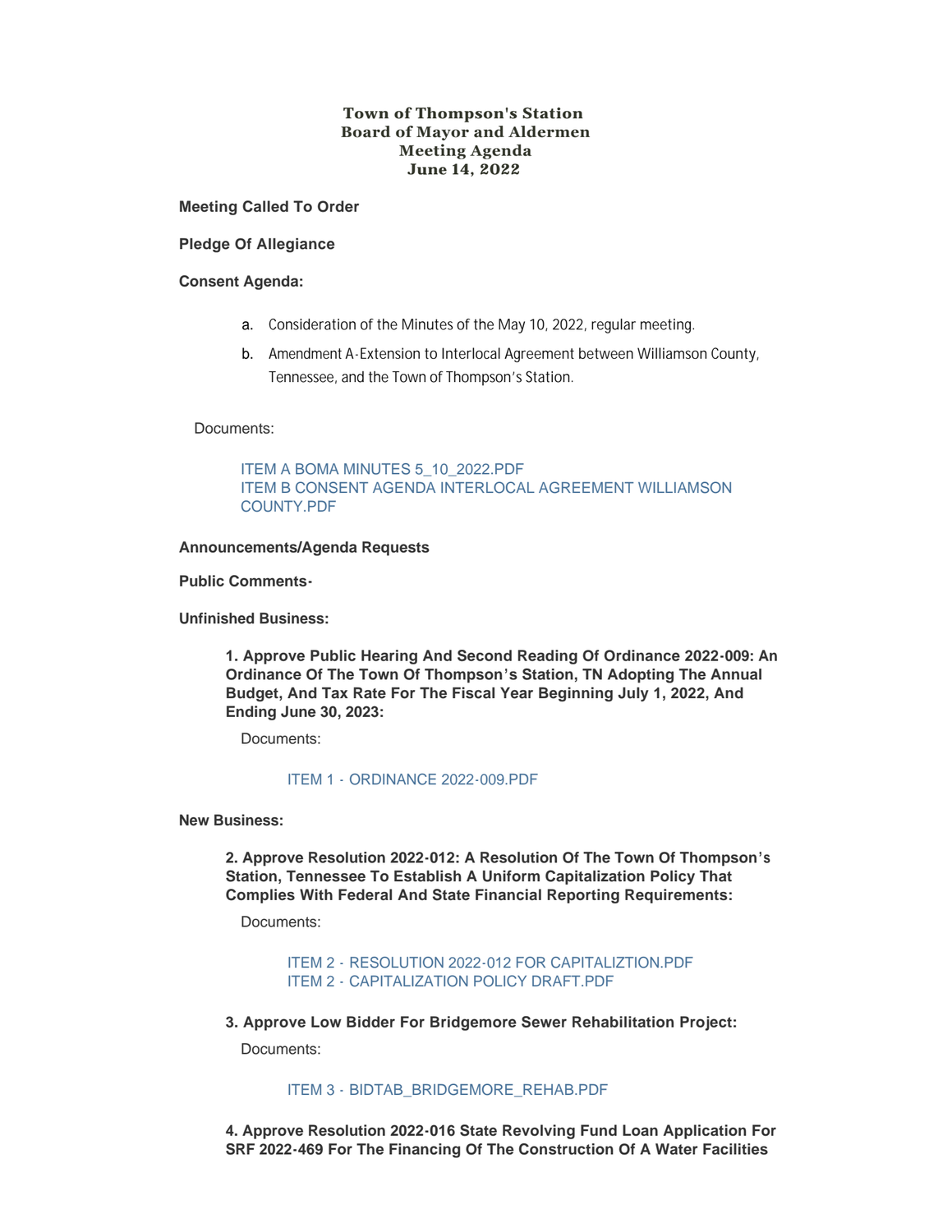# Town of Thompson's Station
## Board of Mayor and Aldermen
## Meeting Agenda
## June 14, 2022

**Meeting Called To Order**

**Pledge Of Allegiance**

**Consent Agenda:**

a. Consideration of the Minutes of the May 10, 2022, regular meeting.

b. Amendment A-Extension to Interlocal Agreement between Williamson County, Tennessee, and the Town of Thompson's Station.

Documents:

ITEM A BOMA MINUTES 5_10_2022.PDF
ITEM B CONSENT AGENDA INTERLOCAL AGREEMENT WILLIAMSON COUNTY.PDF

**Announcements/Agenda Requests**

**Public Comments-**

**Unfinished Business:**

**1. Approve Public Hearing And Second Reading Of Ordinance 2022-009: An Ordinance Of The Town Of Thompson's Station, TN Adopting The Annual Budget, And Tax Rate For The Fiscal Year Beginning July 1, 2022, And Ending June 30, 2023:**

Documents:

ITEM 1 - ORDINANCE 2022-009.PDF

**New Business:**

**2. Approve Resolution 2022-012: A Resolution Of The Town Of Thompson's Station, Tennessee To Establish A Uniform Capitalization Policy That Complies With Federal And State Financial Reporting Requirements:**

Documents:

ITEM 2 - RESOLUTION 2022-012 FOR CAPITALIZTION.PDF
ITEM 2 - CAPITALIZATION POLICY DRAFT.PDF

**3. Approve Low Bidder For Bridgemore Sewer Rehabilitation Project:**

Documents:

ITEM 3 - BIDTAB_BRIDGEMORE_REHAB.PDF

**4. Approve Resolution 2022-016 State Revolving Fund Loan Application For SRF 2022-469 For The Financing Of The Construction Of A Water Facilities**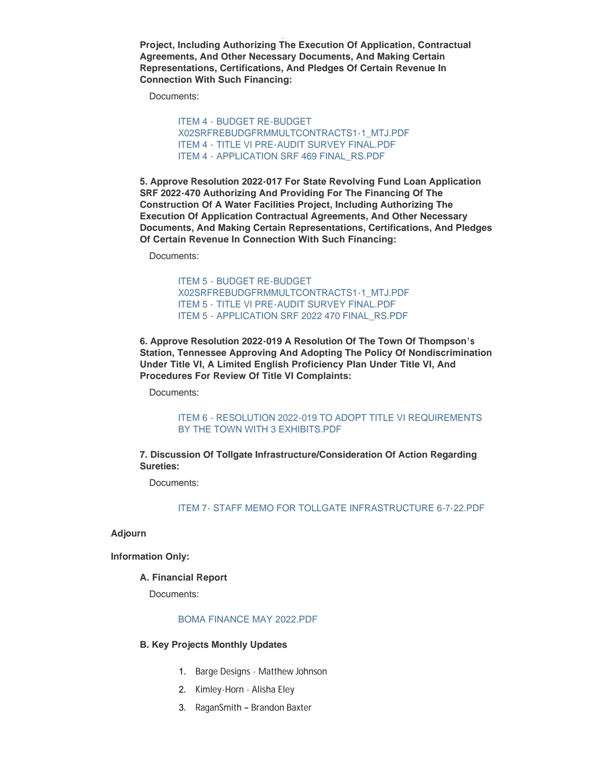**Project, Including Authorizing The Execution Of Application, Contractual Agreements, And Other Necessary Documents, And Making Certain Representations, Certifications, And Pledges Of Certain Revenue In Connection With Such Financing:**

Documents:

ITEM 4 - BUDGET RE-BUDGET X02SRFREBUDGFRMMULTCONTRACTS1-1_MTJ.PDF
ITEM 4 - TITLE VI PRE-AUDIT SURVEY FINAL.PDF
ITEM 4 - APPLICATION SRF 469 FINAL_RS.PDF

**5. Approve Resolution 2022-017 For State Revolving Fund Loan Application SRF 2022-470 Authorizing And Providing For The Financing Of The Construction Of A Water Facilities Project, Including Authorizing The Execution Of Application Contractual Agreements, And Other Necessary Documents, And Making Certain Representations, Certifications, And Pledges Of Certain Revenue In Connection With Such Financing:**

Documents:

ITEM 5 - BUDGET RE-BUDGET X02SRFREBUDGFRMMULTCONTRACTS1-1_MTJ.PDF
ITEM 5 - TITLE VI PRE-AUDIT SURVEY FINAL.PDF
ITEM 5 - APPLICATION SRF 2022 470 FINAL_RS.PDF

**6. Approve Resolution 2022-019 A Resolution Of The Town Of Thompson's Station, Tennessee Approving And Adopting The Policy Of Nondiscrimination Under Title VI, A Limited English Proficiency Plan Under Title VI, And Procedures For Review Of Title VI Complaints:**

Documents:

ITEM 6 - RESOLUTION 2022-019 TO ADOPT TITLE VI REQUIREMENTS BY THE TOWN WITH 3 EXHIBITS.PDF

**7. Discussion Of Tollgate Infrastructure/Consideration Of Action Regarding Sureties:**

Documents:

ITEM 7- STAFF MEMO FOR TOLLGATE INFRASTRUCTURE 6-7-22.PDF

**Adjourn**

**Information Only:**

**A. Financial Report**

Documents:

BOMA FINANCE MAY 2022.PDF

**B. Key Projects Monthly Updates**

1. Barge Designs - Matthew Johnson
2. Kimley-Horn - Alisha Eley
3. RaganSmith – Brandon Baxter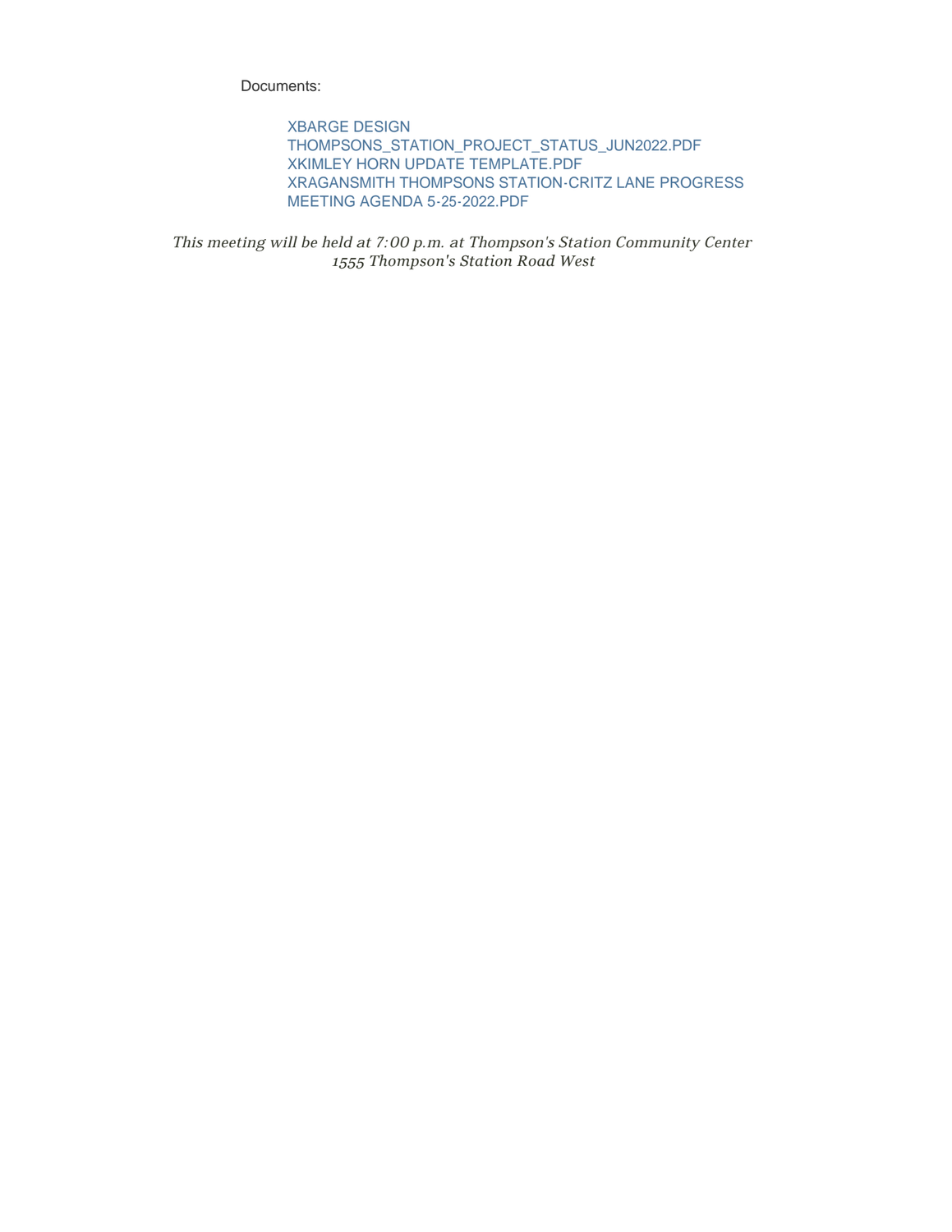Documents:

- XBARGE DESIGN THOMPSONS_STATION_PROJECT_STATUS_JUN2022.PDF
- XKIMLEY HORN UPDATE TEMPLATE.PDF
- XRAGANSMITH THOMPSONS STATION-CRITZ LANE PROGRESS MEETING AGENDA 5-25-2022.PDF

*This meeting will be held at 7:00 p.m. at Thompson's Station Community Center*
*1555 Thompson's Station Road West*